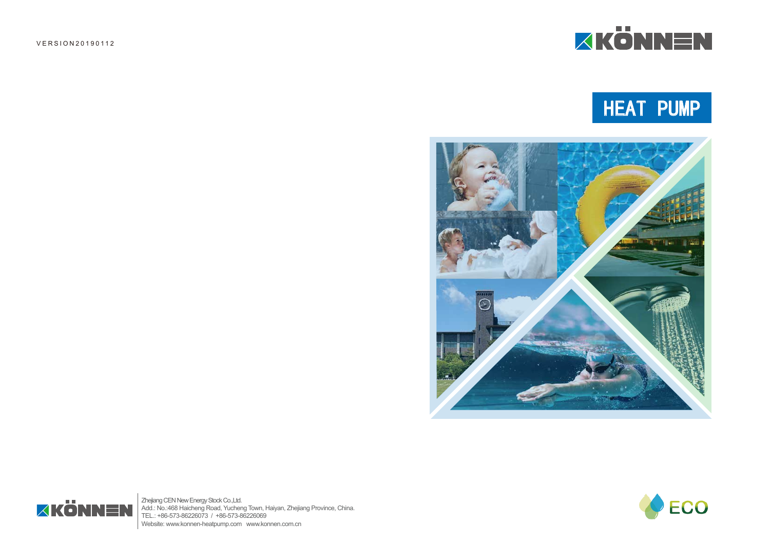VERSION20190112

KÖNNEN

# HEAT PUMP

KÖNNEN

Zhejiang CEN New Energy Stock Co.,Ltd.
Add.: No.:468 Haicheng Road, Yucheng Town, Haiyan, Zhejiang Province, China.
TEL.: +86-573-86226073 / +86-573-86226069
Website: www.konnen-heatpump.com www.konnen.com.cn

ECO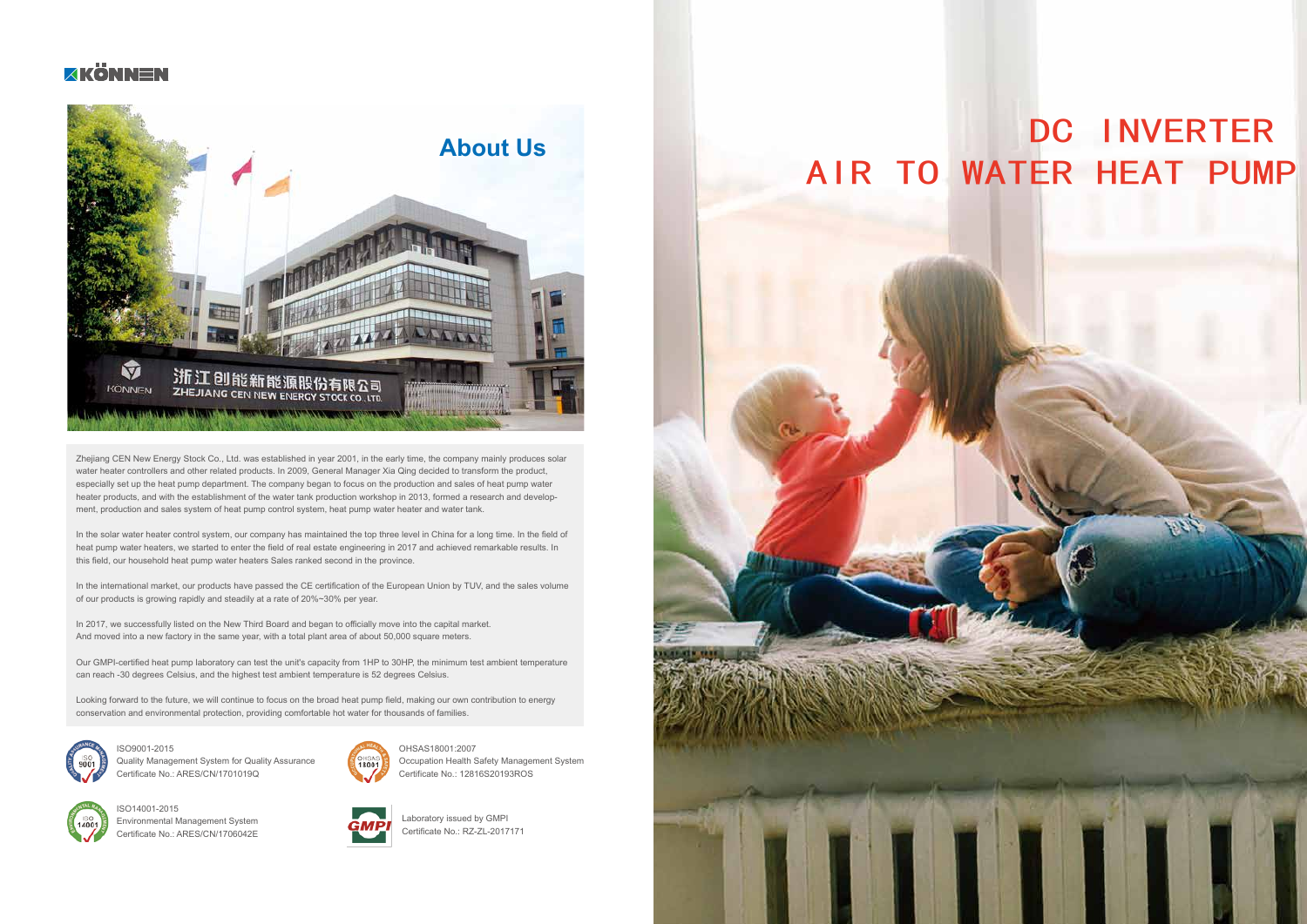KÖNNEN

## About Us

Zhejiang CEN New Energy Stock Co., Ltd. was established in year 2001, in the early time, the company mainly produces solar water heater controllers and other related products. In 2009, General Manager Xia Qing decided to transform the product, especially set up the heat pump department. The company began to focus on the production and sales of heat pump water heater products, and with the establishment of the water tank production workshop in 2013, formed a research and development, production and sales system of heat pump control system, heat pump water heater and water tank.

In the solar water heater control system, our company has maintained the top three level in China for a long time. In the field of heat pump water heaters, we started to enter the field of real estate engineering in 2017 and achieved remarkable results. In this field, our household heat pump water heaters Sales ranked second in the province.

In the international market, our products have passed the CE certification of the European Union by TUV, and the sales volume of our products is growing rapidly and steadily at a rate of 20%~30% per year.

In 2017, we successfully listed on the New Third Board and began to officially move into the capital market.
And moved into a new factory in the same year, with a total plant area of about 50,000 square meters.

Our GMPI-certified heat pump laboratory can test the unit's capacity from 1HP to 30HP, the minimum test ambient temperature can reach -30 degrees Celsius, and the highest test ambient temperature is 52 degrees Celsius.

Looking forward to the future, we will continue to focus on the broad heat pump field, making our own contribution to energy conservation and environmental protection, providing comfortable hot water for thousands of families.

ISO9001-2015
Quality Management System for Quality Assurance
Certificate No.: ARES/CN/1701019Q

OHSAS18001:2007
Occupation Health Safety Management System
Certificate No.: 12816S20193ROS

ISO14001-2015
Environmental Management System
Certificate No.: ARES/CN/1706042E

Laboratory issued by GMPI
Certificate No.: RZ-ZL-2017171

# DC INVERTER AIR TO WATER HEAT PUMP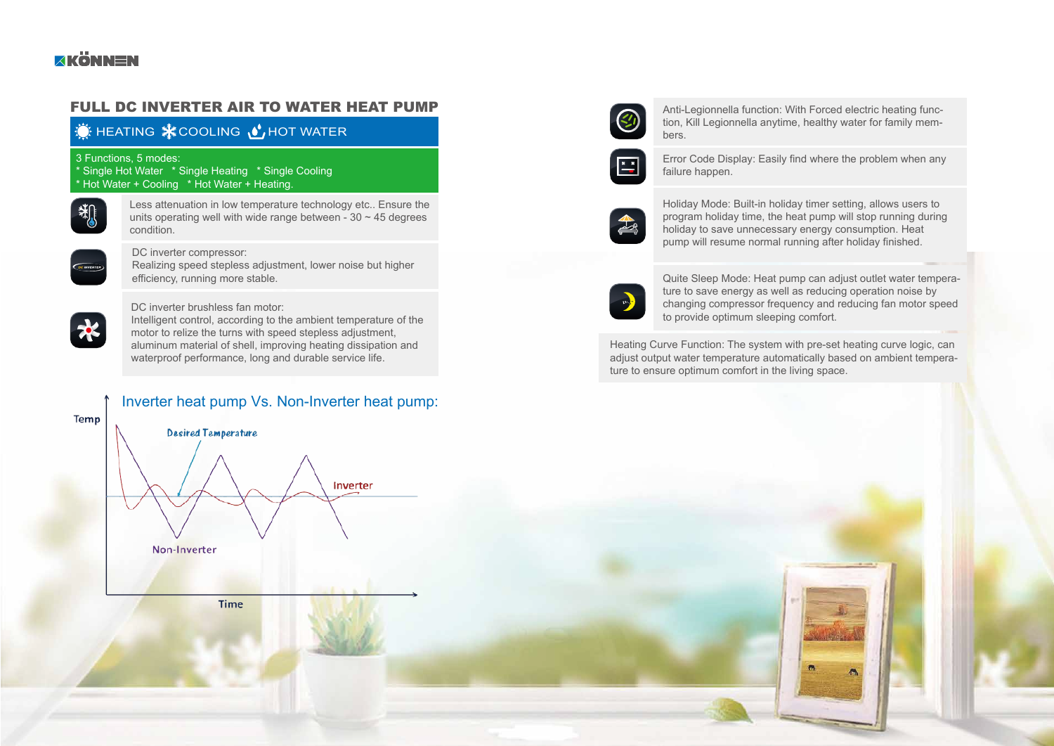KÖNNEN

## FULL DC INVERTER AIR TO WATER HEAT PUMP

HEATING COOLING HOT WATER

3 Functions, 5 modes:
* Single Hot Water * Single Heating * Single Cooling
* Hot Water + Cooling * Hot Water + Heating.

Less attenuation in low temperature technology etc.. Ensure the units operating well with wide range between - 30 ~ 45 degrees condition.

DC inverter compressor:
Realizing speed stepless adjustment, lower noise but higher efficiency, running more stable.

DC inverter brushless fan motor:
Intelligent control, according to the ambient temperature of the motor to relize the turns with speed stepless adjustment, aluminum material of shell, improving heating dissipation and waterproof performance, long and durable service life.

### Inverter heat pump Vs. Non-Inverter heat pump:

Temp

Desired Temperature

Inverter

Non-Inverter

Time

Anti-Legionnella function: With Forced electric heating function, Kill Legionnella anytime, healthy water for family members.

Error Code Display: Easily find where the problem when any failure happen.

Holiday Mode: Built-in holiday timer setting, allows users to program holiday time, the heat pump will stop running during holiday to save unnecessary energy consumption. Heat pump will resume normal running after holiday finished.

Quite Sleep Mode: Heat pump can adjust outlet water temperature to save energy as well as reducing operation noise by changing compressor frequency and reducing fan motor speed to provide optimum sleeping comfort.

Heating Curve Function: The system with pre-set heating curve logic, can adjust output water temperature automatically based on ambient temperature to ensure optimum comfort in the living space.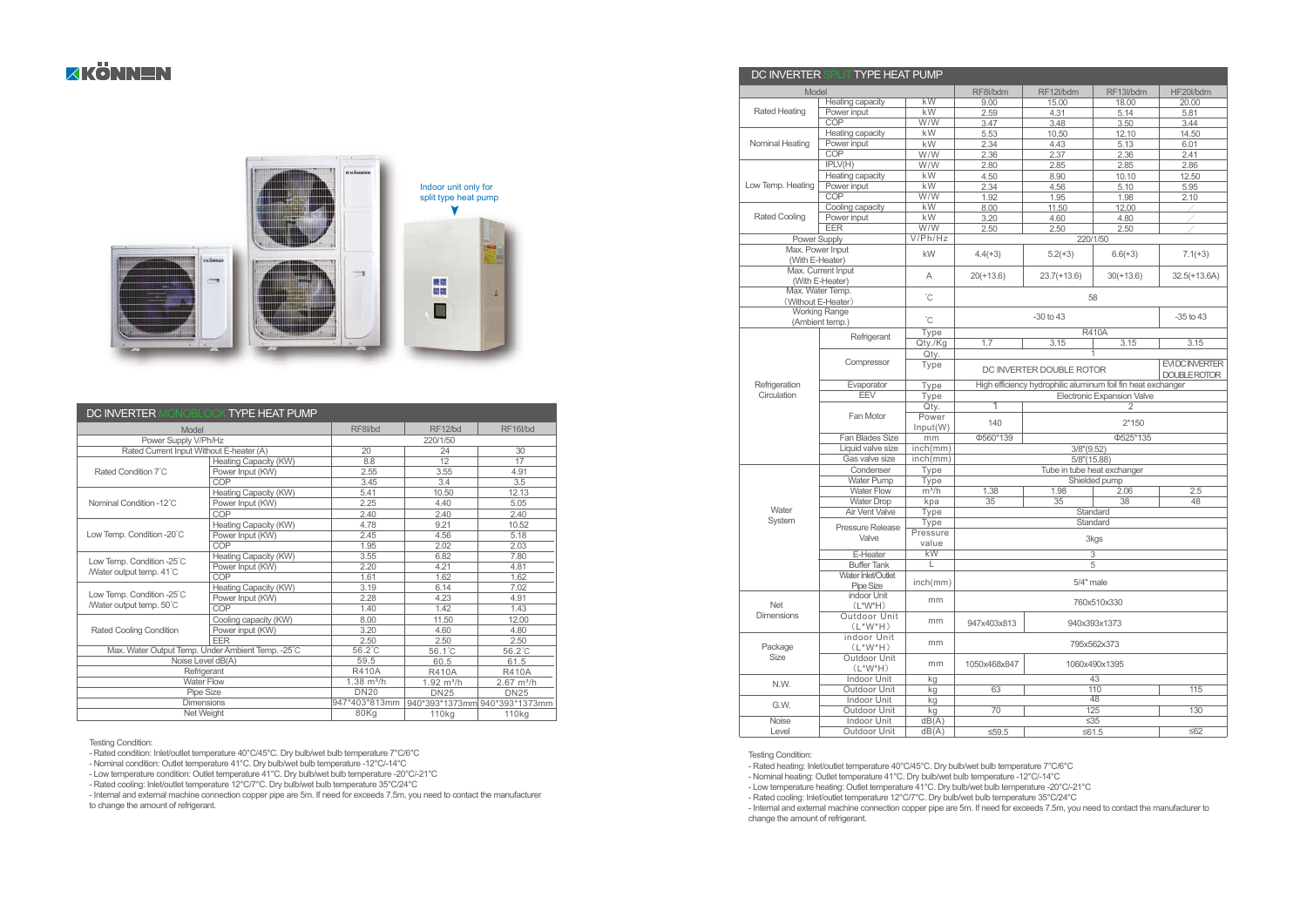KÖNNEN

Indoor unit only for split type heat pump

## DC INVERTER MONOBLOCK TYPE HEAT PUMP

| Model | | RF8l/bd | RF12/bd | RF16l/bd |
|---|---|---|---|---|
| Power Supply V/Ph/Hz | | 220/1/50 | | |
| Rated Current Input Without E-heater (A) | | 20 | 24 | 30 |
| Rated Condition 7°C | Heating Capacity (KW) | 8.8 | 12 | 17 |
| | Power Input (KW) | 2.55 | 3.55 | 4.91 |
| | COP | 3.45 | 3.4 | 3.5 |
| Nominal Condition -12°C | Heating Capacity (KW) | 5.41 | 10.50 | 12.13 |
| | Power Input (KW) | 2.25 | 4.40 | 5.05 |
| | COP | 2.40 | 2.40 | 2.40 |
| Low Temp. Condition -20°C | Heating Capacity (KW) | 4.78 | 9.21 | 10.52 |
| | Power Input (KW) | 2.45 | 4.56 | 5.18 |
| | COP | 1.95 | 2.02 | 2.03 |
| Low Temp. Condition -25°C /Water output temp. 41°C | Heating Capacity (KW) | 3.55 | 6.82 | 7.80 |
| | Power Input (KW) | 2.20 | 4.21 | 4.81 |
| | COP | 1.61 | 1.62 | 1.62 |
| Low Temp. Condition -25°C /Water output temp. 50°C | Heating Capacity (KW) | 3.19 | 6.14 | 7.02 |
| | Power Input (KW) | 2.28 | 4.23 | 4.91 |
| | COP | 1.40 | 1.42 | 1.43 |
| Rated Cooling Condition | Cooling capacity (KW) | 8.00 | 11.50 | 12.00 |
| | Power input (KW) | 3.20 | 4.60 | 4.80 |
| | EER | 2.50 | 2.50 | 2.50 |
| Max. Water Output Temp. Under Ambient Temp. -25°C | | 56.2°C | 56.1°C | 56.2°C |
| Noise Level dB(A) | | 59.5 | 60.5 | 61.5 |
| Refrigerant | | R410A | R410A | R410A |
| Water Flow | | 1.38 m³/h | 1.92 m³/h | 2.67 m³/h |
| Pipe Size | | DN20 | DN25 | DN25 |
| Dimensions | | 947*403*813mm | 940*393*1373mm | 940*393*1373mm |
| Net Weight | | 80Kg | 110kg | 110kg |

Testing Condition:

- Rated condition: Inlet/outlet temperature 40°C/45°C. Dry bulb/wet bulb temperature 7°C/6°C
- Nominal condition: Outlet temperature 41°C. Dry bulb/wet bulb temperature -12°C/-14°C
- Low temperature condition: Outlet temperature 41°C. Dry bulb/wet bulb temperature -20°C/-21°C
- Rated cooling: Inlet/outlet temperature 12°C/7°C. Dry bulb/wet bulb temperature 35°C/24°C
- Internal and external machine connection copper pipe are 5m. If need for exceeds 7.5m, you need to contact the manufacturer to change the amount of refrigerant.

## DC INVERTER SPLIT TYPE HEAT PUMP

| Model | | | RF8l/bdm | RF12l/bdm | RF13l/bdm | HF20l/bdm |
|---|---|---|---|---|---|---|
| Rated Heating | Heating capacity | kW | 9.00 | 15.00 | 18.00 | 20.00 |
| | Power input | kW | 2.59 | 4.31 | 5.14 | 5.81 |
| | COP | W/W | 3.47 | 3.48 | 3.50 | 3.44 |
| Nominal Heating | Heating capacity | kW | 5.53 | 10.50 | 12.10 | 14.50 |
| | Power input | kW | 2.34 | 4.43 | 5.13 | 6.01 |
| | COP | W/W | 2.36 | 2.37 | 2.36 | 2.41 |
| Low Temp. Heating | IPLV(H) | W/W | 2.80 | 2.85 | 2.85 | 2.86 |
| | Heating capacity | kW | 4.50 | 8.90 | 10.10 | 12.50 |
| | Power input | kW | 2.34 | 4.56 | 5.10 | 5.95 |
| | COP | W/W | 1.92 | 1.95 | 1.98 | 2.10 |
| Rated Cooling | Cooling capacity | kW | 8.00 | 11.50 | 12.00 | / |
| | Power input | kW | 3.20 | 4.60 | 4.80 | / |
| | EER | W/W | 2.50 | 2.50 | 2.50 | / |
| Power Supply | | V/Ph/Hz | 220/1/50 | | | |
| Max. Power Input (With E-Heater) | | kW | 4.4(+3) | 5.2(+3) | 6.6(+3) | 7.1(+3) |
| Max. Current Input (With E-Heater) | | A | 20(+13.6) | 23.7(+13.6) | 30(+13.6) | 32.5(+13.6A) |
| Max. Water Temp. (Without E-Heater) | | °C | 58 | | | |
| Working Range (Ambient temp.) | | °C | -30 to 43 | | | -35 to 43 |
| Refrigeration Circulation | Refrigerant | Type | R410A | | | |
| | | Qty./Kg | 1.7 | 3.15 | 3.15 | 3.15 |
| | Compressor | Qty. | 1 | | | |
| | | Type | DC INVERTER DOUBLE ROTOR | | | EVI DC INVERTER DOUBLE ROTOR |
| | Evaporator | Type | High efficiency hydrophilic aluminum foil fin heat exchanger | | | |
| | EEV | Type | Electronic Expansion Valve | | | |
| | Fan Motor | Qty. | 1 | 2 | | |
| | | Power Input(W) | 140 | 2*150 | | |
| | Fan Blades Size | mm | Φ560*139 | Φ525*135 | | |
| | Liquid valve size | inch(mm) | 3/8"(9.52) | | | |
| | Gas valve size | inch(mm) | 5/8"(15.88) | | | |
| Water System | Condenser | Type | Tube in tube heat exchanger | | | |
| | Water Pump | Type | Shielded pump | | | |
| | Water Flow | m³/h | 1.38 | 1.98 | 2.06 | 2.5 |
| | Water Drop | kpa | 35 | 35 | 38 | 48 |
| | Air Vent Valve | Type | Standard | | | |
| | Pressure Release Valve | Type | Standard | | | |
| | | Pressure value | 3kgs | | | |
| | E-Heater | kW | 3 | | | |
| | Buffer Tank | L | 5 | | | |
| | Water Inlet/Outlet Pipe Size | inch(mm) | 5/4" male | | | |
| Net Dimensions | indoor Unit (L*W*H) | mm | 760x510x330 | | | |
| | Outdoor Unit (L*W*H) | mm | 947x403x813 | 940x393x1373 | | |
| Package Size | indoor Unit (L*W*H) | mm | 795x562x373 | | | |
| | Outdoor Unit (L*W*H) | mm | 1050x468x847 | 1060x490x1395 | | |
| N.W. | Indoor Unit | kg | 43 | | | |
| | Outdoor Unit | kg | 63 | 110 | | 115 |
| G.W. | Indoor Unit | kg | 48 | | | |
| | Outdoor Unit | kg | 70 | 125 | | 130 |
| Noise Level | Indoor Unit | dB(A) | ≤35 | | | |
| | Outdoor Unit | dB(A) | ≤59.5 | ≤61.5 | | ≤62 |

Testing Condition:

- Rated heating: Inlet/outlet temperature 40°C/45°C. Dry bulb/wet bulb temperature 7°C/6°C
- Nominal heating: Outlet temperature 41°C. Dry bulb/wet bulb temperature -12°C/-14°C
- Low temperature heating: Outlet temperature 41°C. Dry bulb/wet bulb temperature -20°C/-21°C
- Rated cooling: Inlet/outlet temperature 12°C/7°C. Dry bulb/wet bulb temperature 35°C/24°C
- Internal and external machine connection copper pipe are 5m. If need for exceeds 7.5m, you need to contact the manufacturer to change the amount of refrigerant.